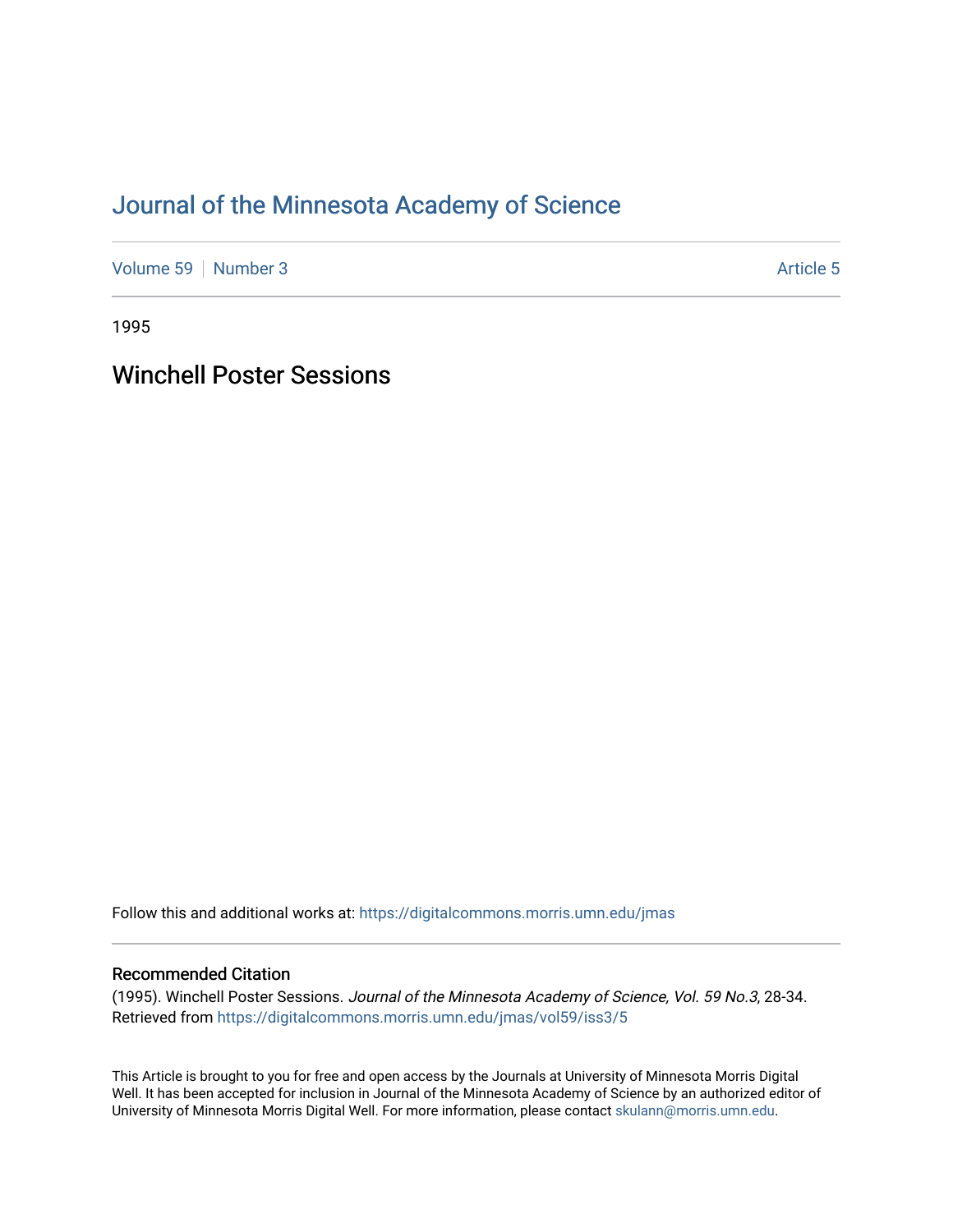# Journal of the Minnesota Academy of Science

Volume 59 | Number 3 | Article 5

1995

## Winchell Poster Sessions

Follow this and additional works at: https://digitalcommons.morris.umn.edu/jmas

### Recommended Citation

(1995). Winchell Poster Sessions. *Journal of the Minnesota Academy of Science, Vol. 59 No.3*, 28-34. Retrieved from https://digitalcommons.morris.umn.edu/jmas/vol59/iss3/5

This Article is brought to you for free and open access by the Journals at University of Minnesota Morris Digital Well. It has been accepted for inclusion in Journal of the Minnesota Academy of Science by an authorized editor of University of Minnesota Morris Digital Well. For more information, please contact skulann@morris.umn.edu.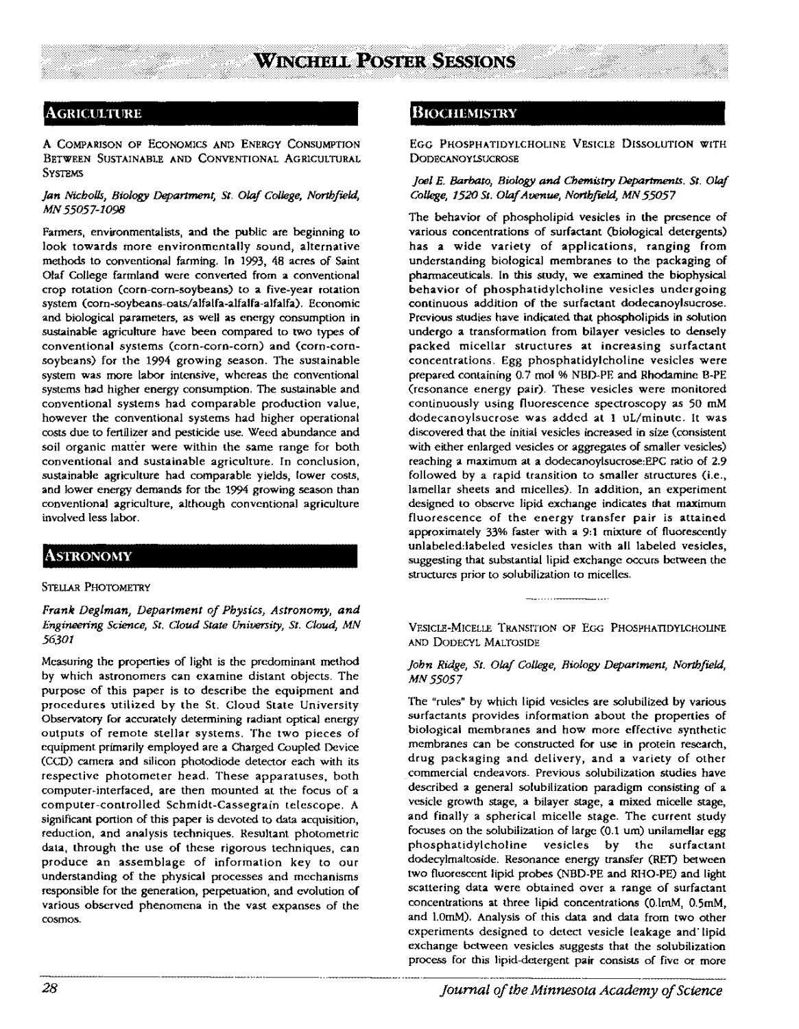# Winchell Poster Sessions

## Agriculture

### A Comparison of Economics and Energy Consumption Between Sustainable and Conventional Agricultural Systems

*Jan Nicholls, Biology Department, St. Olaf College, Northfield, MN 55057-1098*

Farmers, environmentalists, and the public are beginning to look towards more environmentally sound, alternative methods to conventional farming. In 1993, 48 acres of Saint Olaf College farmland were converted from a conventional crop rotation (corn-corn-soybeans) to a five-year rotation system (corn-soybeans-oats/alfalfa-alfalfa-alfalfa). Economic and biological parameters, as well as energy consumption in sustainable agriculture have been compared to two types of conventional systems (corn-corn-corn) and (corn-corn-soybeans) for the 1994 growing season. The sustainable system was more labor intensive, whereas the conventional systems had higher energy consumption. The sustainable and conventional systems had comparable production value, however the conventional systems had higher operational costs due to fertilizer and pesticide use. Weed abundance and soil organic matter were within the same range for both conventional and sustainable agriculture. In conclusion, sustainable agriculture had comparable yields, lower costs, and lower energy demands for the 1994 growing season than conventional agriculture, although conventional agriculture involved less labor.

## Astronomy

### Stellar Photometry

***Frank Deglman, Department of Physics, Astronomy, and Engineering Science, St. Cloud State University, St. Cloud, MN 56301***

Measuring the properties of light is the predominant method by which astronomers can examine distant objects. The purpose of this paper is to describe the equipment and procedures utilized by the St. Cloud State University Observatory for accurately determining radiant optical energy outputs of remote stellar systems. The two pieces of equipment primarily employed are a Charged Coupled Device (CCD) camera and silicon photodiode detector each with its respective photometer head. These apparatuses, both computer-interfaced, are then mounted at the focus of a computer-controlled Schmidt-Cassegrain telescope. A significant portion of this paper is devoted to data acquisition, reduction, and analysis techniques. Resultant photometric data, through the use of these rigorous techniques, can produce an assemblage of information key to our understanding of the physical processes and mechanisms responsible for the generation, perpetuation, and evolution of various observed phenomena in the vast expanses of the cosmos.

## Biochemistry

### Egg Phosphatidylcholine Vesicle Dissolution with Dodecanoylsucrose

*Joel E. Barbato, Biology and Chemistry Departments, St. Olaf College, 1520 St. Olaf Avenue, Northfield, MN 55057*

The behavior of phospholipid vesicles in the presence of various concentrations of surfactant (biological detergents) has a wide variety of applications, ranging from understanding biological membranes to the packaging of pharmaceuticals. In this study, we examined the biophysical behavior of phosphatidylcholine vesicles undergoing continuous addition of the surfactant dodecanoylsucrose. Previous studies have indicated that phospholipids in solution undergo a transformation from bilayer vesicles to densely packed micellar structures at increasing surfactant concentrations. Egg phosphatidylcholine vesicles were prepared containing 0.7 mol % NBD-PE and Rhodamine B-PE (resonance energy pair). These vesicles were monitored continuously using fluorescence spectroscopy as 50 mM dodecanoylsucrose was added at 1 uL/minute. It was discovered that the initial vesicles increased in size (consistent with either enlarged vesicles or aggregates of smaller vesicles) reaching a maximum at a dodecanoylsucrose:EPC ratio of 2.9 followed by a rapid transition to smaller structures (i.e., lamellar sheets and micelles). In addition, an experiment designed to observe lipid exchange indicates that maximum fluorescence of the energy transfer pair is attained approximately 33% faster with a 9:1 mixture of fluorescently unlabeled:labeled vesicles than with all labeled vesicles, suggesting that substantial lipid exchange occurs between the structures prior to solubilization to micelles.

### Vesicle-Micelle Transition of Egg Phosphatidylcholine and Dodecyl Maltoside

*John Ridge, St. Olaf College, Biology Department, Northfield, MN 55057*

The "rules" by which lipid vesicles are solubilized by various surfactants provides information about the properties of biological membranes and how more effective synthetic membranes can be constructed for use in protein research, drug packaging and delivery, and a variety of other commercial endeavors. Previous solubilization studies have described a general solubilization paradigm consisting of a vesicle growth stage, a bilayer stage, a mixed micelle stage, and finally a spherical micelle stage. The current study focuses on the solubilization of large (0.1 um) unilamellar egg phosphatidylcholine vesicles by the surfactant dodecylmaltoside. Resonance energy transfer (RET) between two fluorescent lipid probes (NBD-PE and RHO-PE) and light scattering data were obtained over a range of surfactant concentrations at three lipid concentrations (0.1mM, 0.5mM, and 1.0mM). Analysis of this data and data from two other experiments designed to detect vesicle leakage and lipid exchange between vesicles suggests that the solubilization process for this lipid-detergent pair consists of five or more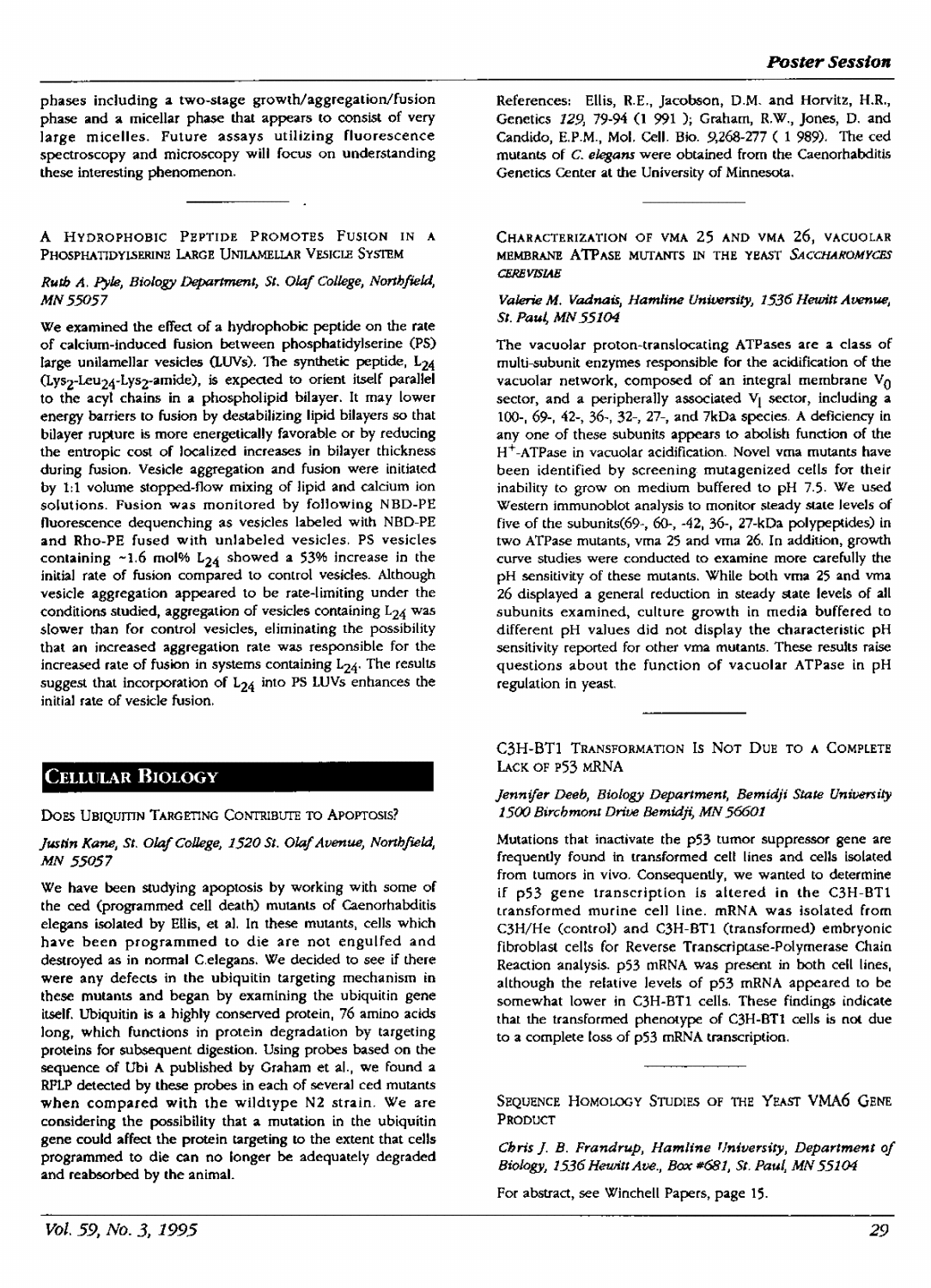phases including a two-stage growth/aggregation/fusion phase and a micellar phase that appears to consist of very large micelles. Future assays utilizing fluorescence spectroscopy and microscopy will focus on understanding these interesting phenomenon.

### A Hydrophobic Peptide Promotes Fusion in a Phosphatidylserine Large Unilamellar Vesicle System

*Ruth A. Pyle, Biology Department, St. Olaf College, Northfield, MN 55057*

We examined the effect of a hydrophobic peptide on the rate of calcium-induced fusion between phosphatidylserine (PS) large unilamellar vesicles (LUVs). The synthetic peptide, $L_{24}$ (Lys$_2$-Leu$_{24}$-Lys$_2$-amide), is expected to orient itself parallel to the acyl chains in a phospholipid bilayer. It may lower energy barriers to fusion by destabilizing lipid bilayers so that bilayer rupture is more energetically favorable or by reducing the entropic cost of localized increases in bilayer thickness during fusion. Vesicle aggregation and fusion were initiated by 1:1 volume stopped-flow mixing of lipid and calcium ion solutions. Fusion was monitored by following NBD-PE fluorescence dequenching as vesicles labeled with NBD-PE and Rho-PE fused with unlabeled vesicles. PS vesicles containing ~1.6 mol% $L_{24}$ showed a 53% increase in the initial rate of fusion compared to control vesicles. Although vesicle aggregation appeared to be rate-limiting under the conditions studied, aggregation of vesicles containing $L_{24}$ was slower than for control vesicles, eliminating the possibility that an increased aggregation rate was responsible for the increased rate of fusion in systems containing $L_{24}$. The results suggest that incorporation of $L_{24}$ into PS LUVs enhances the initial rate of vesicle fusion.

## Cellular Biology

### Does Ubiquitin Targeting Contribute to Apoptosis?

*Justin Kane, St. Olaf College, 1520 St. Olaf Avenue, Northfield, MN 55057*

We have been studying apoptosis by working with some of the ced (programmed cell death) mutants of Caenorhabditis elegans isolated by Ellis, et al. In these mutants, cells which have been programmed to die are not engulfed and destroyed as in normal C.elegans. We decided to see if there were any defects in the ubiquitin targeting mechanism in these mutants and began by examining the ubiquitin gene itself. Ubiquitin is a highly conserved protein, 76 amino acids long, which functions in protein degradation by targeting proteins for subsequent digestion. Using probes based on the sequence of Ubi A published by Graham et al., we found a RFLP detected by these probes in each of several ced mutants when compared with the wildtype N2 strain. We are considering the possibility that a mutation in the ubiquitin gene could affect the protein targeting to the extent that cells programmed to die can no longer be adequately degraded and reabsorbed by the animal.

References: Ellis, R.E., Jacobson, D.M. and Horvitz, H.R., Genetics *129*, 79-94 (1 991 ); Graham, R.W., Jones, D. and Candido, E.P.M., Mol. Cell. Bio. 9,268-277 ( 1 989). The ced mutants of *C. elegans* were obtained from the Caenorhabditis Genetics Center at the University of Minnesota.

### Characterization of vma 25 and vma 26, Vacuolar Membrane ATPase Mutants in the Yeast *Saccharomyces cerevisiae*

*Valerie M. Vadnais, Hamline University, 1536 Hewitt Avenue, St. Paul, MN 55104*

The vacuolar proton-translocating ATPases are a class of multi-subunit enzymes responsible for the acidification of the vacuolar network, composed of an integral membrane $V_0$ sector, and a peripherally associated $V_I$ sector, including a 100-, 69-, 42-, 36-, 32-, 27-, and 7kDa species. A deficiency in any one of these subunits appears to abolish function of the $H^+$-ATPase in vacuolar acidification. Novel vma mutants have been identified by screening mutagenized cells for their inability to grow on medium buffered to pH 7.5. We used Western immunoblot analysis to monitor steady state levels of five of the subunits(69-, 60-, -42, 36-, 27-kDa polypeptides) in two ATPase mutants, vma 25 and vma 26. In addition, growth curve studies were conducted to examine more carefully the pH sensitivity of these mutants. While both vma 25 and vma 26 displayed a general reduction in steady state levels of all subunits examined, culture growth in media buffered to different pH values did not display the characteristic pH sensitivity reported for other vma mutants. These results raise questions about the function of vacuolar ATPase in pH regulation in yeast.

### C3H-BT1 Transformation Is Not Due to a Complete Lack of p53 mRNA

*Jennifer Deeb, Biology Department, Bemidji State University 1500 Birchmont Drive Bemidji, MN 56601*

Mutations that inactivate the p53 tumor suppressor gene are frequently found in transformed cell lines and cells isolated from tumors in vivo. Consequently, we wanted to determine if p53 gene transcription is altered in the C3H-BT1 transformed murine cell line. mRNA was isolated from C3H/He (control) and C3H-BT1 (transformed) embryonic fibroblast cells for Reverse Transcriptase-Polymerase Chain Reaction analysis. p53 mRNA was present in both cell lines, although the relative levels of p53 mRNA appeared to be somewhat lower in C3H-BT1 cells. These findings indicate that the transformed phenotype of C3H-BT1 cells is not due to a complete loss of p53 mRNA transcription.

### Sequence Homology Studies of the Yeast VMA6 Gene Product

*Chris J. B. Frandrup, Hamline University, Department of Biology, 1536 Hewitt Ave., Box #681, St. Paul, MN 55104*

For abstract, see Winchell Papers, page 15.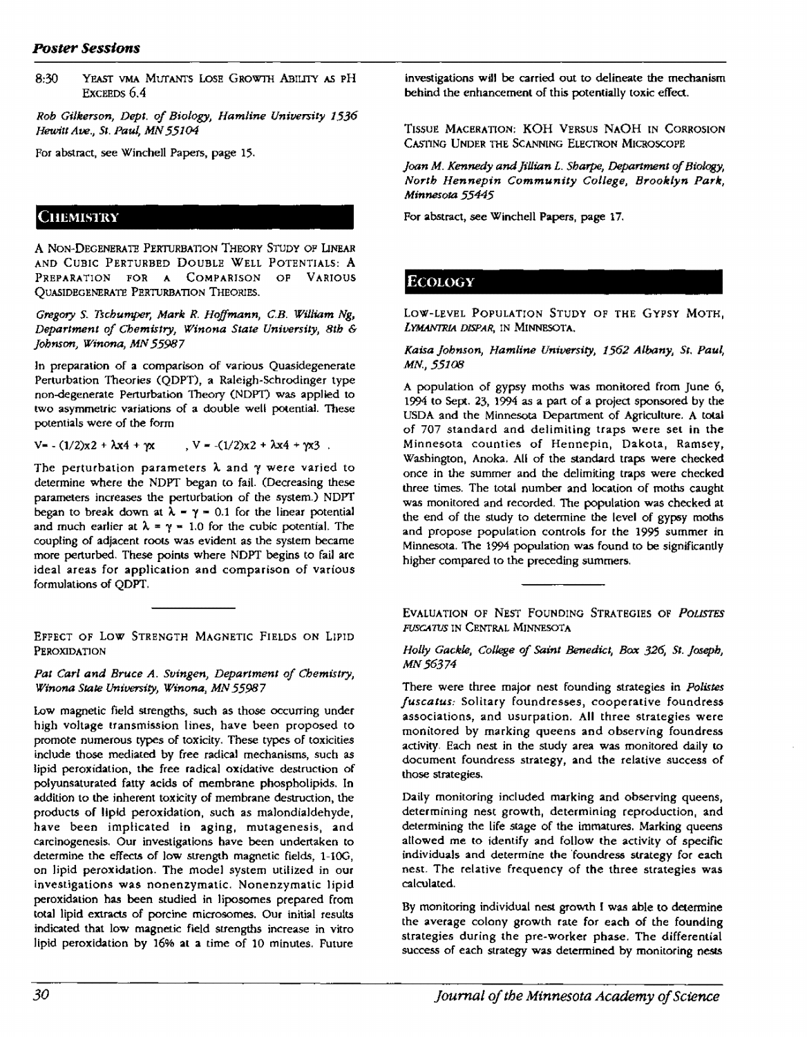## Poster Sessions

8:30 Yeast VMA Mutants Lose Growth Ability as pH Exceeds 6.4

*Rob Gilkerson, Dept. of Biology, Hamline University 1536 Hewitt Ave., St. Paul, MN 55104*

For abstract, see Winchell Papers, page 15.

## Chemistry

A Non-Degenerate Perturbation Theory Study of Linear and Cubic Perturbed Double Well Potentials: A Preparation for a Comparison of Various Quasidegenerate Perturbation Theories.

*Gregory S. Tschumper, Mark R. Hoffmann, C.B. William Ng, Department of Chemistry, Winona State University, 8th & Johnson, Winona, MN 55987*

In preparation of a comparison of various Quasidegenerate Perturbation Theories (QDPT), a Raleigh-Schrodinger type non-degenerate Perturbation Theory (NDPT) was applied to two asymmetric variations of a double well potential. These potentials were of the form

$V = -(1/2)x^2 + \lambda x^4 + \gamma x$ , $V = -(1/2)x^2 + \lambda x^4 + \gamma x^3$ .

The perturbation parameters $\lambda$ and $\gamma$ were varied to determine where the NDPT began to fail. (Decreasing these parameters increases the perturbation of the system.) NDPT began to break down at $\lambda = \gamma = 0.1$ for the linear potential and much earlier at $\lambda = \gamma = 1.0$ for the cubic potential. The coupling of adjacent roots was evident as the system became more perturbed. These points where NDPT begins to fail are ideal areas for application and comparison of various formulations of QDPT.

Effect of Low Strength Magnetic Fields on Lipid Peroxidation

*Pat Carl and Bruce A. Svingen, Department of Chemistry, Winona State University, Winona, MN 55987*

Low magnetic field strengths, such as those occurring under high voltage transmission lines, have been proposed to promote numerous types of toxicity. These types of toxicities include those mediated by free radical mechanisms, such as lipid peroxidation, the free radical oxidative destruction of polyunsaturated fatty acids of membrane phospholipids. In addition to the inherent toxicity of membrane destruction, the products of lipid peroxidation, such as malondialdehyde, have been implicated in aging, mutagenesis, and carcinogenesis. Our investigations have been undertaken to determine the effects of low strength magnetic fields, 1-10G, on lipid peroxidation. The model system utilized in our investigations was nonenzymatic. Nonenzymatic lipid peroxidation has been studied in liposomes prepared from total lipid extracts of porcine microsomes. Our initial results indicated that low magnetic field strengths increase in vitro lipid peroxidation by 16% at a time of 10 minutes. Future investigations will be carried out to delineate the mechanism behind the enhancement of this potentially toxic effect.

Tissue Maceration: KOH Versus NaOH in Corrosion Casting Under the Scanning Electron Microscope

*Joan M. Kennedy and Jillian L. Sharpe, Department of Biology, North Hennepin Community College, Brooklyn Park, Minnesota 55445*

For abstract, see Winchell Papers, page 17.

## Ecology

Low-Level Population Study of the Gypsy Moth, *Lymantria dispar*, in Minnesota.

*Kaisa Johnson, Hamline University, 1562 Albany, St. Paul, MN., 55108*

A population of gypsy moths was monitored from June 6, 1994 to Sept. 23, 1994 as a part of a project sponsored by the USDA and the Minnesota Department of Agriculture. A total of 707 standard and delimiting traps were set in the Minnesota counties of Hennepin, Dakota, Ramsey, Washington, Anoka. All of the standard traps were checked once in the summer and the delimiting traps were checked three times. The total number and location of moths caught was monitored and recorded. The population was checked at the end of the study to determine the level of gypsy moths and propose population controls for the 1995 summer in Minnesota. The 1994 population was found to be significantly higher compared to the preceding summers.

Evaluation of Nest Founding Strategies of *Polistes fuscatus* in Central Minnesota

*Holly Gackle, College of Saint Benedict, Box 326, St. Joseph, MN 56374*

There were three major nest founding strategies in *Polistes fuscatus*: Solitary foundresses, cooperative foundress associations, and usurpation. All three strategies were monitored by marking queens and observing foundress activity. Each nest in the study area was monitored daily to document foundress strategy, and the relative success of those strategies.

Daily monitoring included marking and observing queens, determining nest growth, determining reproduction, and determining the life stage of the immatures. Marking queens allowed me to identify and follow the activity of specific individuals and determine the foundress strategy for each nest. The relative frequency of the three strategies was calculated.

By monitoring individual nest growth I was able to determine the average colony growth rate for each of the founding strategies during the pre-worker phase. The differential success of each strategy was determined by monitoring nests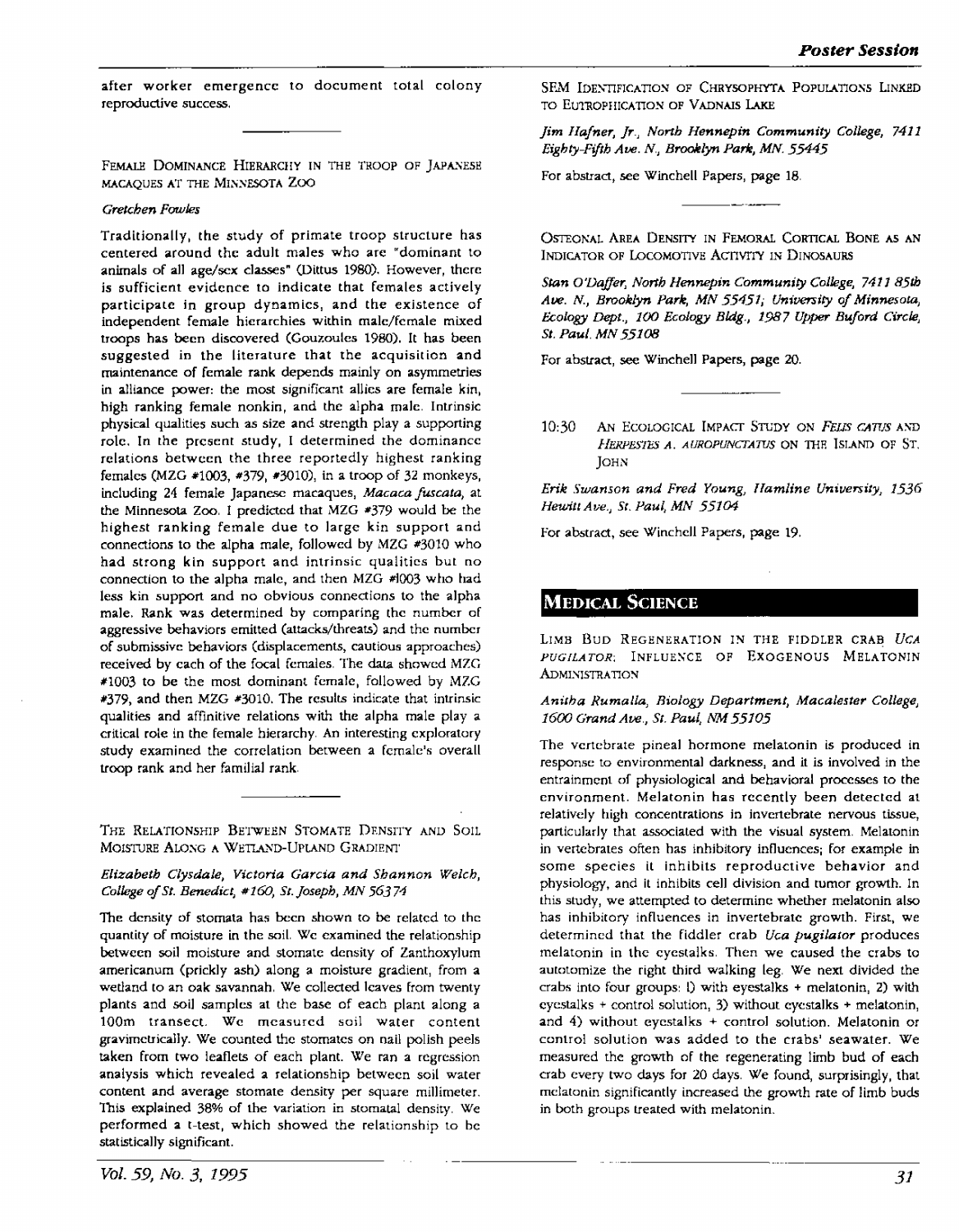after worker emergence to document total colony reproductive success.

---

FEMALE DOMINANCE HIERARCHY IN THE TROOP OF JAPANESE MACAQUES AT THE MINNESOTA ZOO

*Gretchen Fowles*

Traditionally, the study of primate troop structure has centered around the adult males who are "dominant to animals of all age/sex classes" (Dittus 1980). However, there is sufficient evidence to indicate that females actively participate in group dynamics, and the existence of independent female hierarchies within male/female mixed troops has been discovered (Gouzoules 1980). It has been suggested in the literature that the acquisition and maintenance of female rank depends mainly on asymmetries in alliance power: the most significant allies are female kin, high ranking female nonkin, and the alpha male. Intrinsic physical qualities such as size and strength play a supporting role. In the present study, I determined the dominance relations between the three reportedly highest ranking females (MZG #1003, #379, #3010), in a troop of 32 monkeys, including 24 female Japanese macaques, *Macaca fuscata*, at the Minnesota Zoo. I predicted that MZG #379 would be the highest ranking female due to large kin support and connections to the alpha male, followed by MZG #3010 who had strong kin support and intrinsic qualities but no connection to the alpha male, and then MZG #1003 who had less kin support and no obvious connections to the alpha male. Rank was determined by comparing the number of aggressive behaviors emitted (attacks/threats) and the number of submissive behaviors (displacements, cautious approaches) received by each of the focal females. The data showed MZG #1003 to be the most dominant female, followed by MZG #379, and then MZG #3010. The results indicate that intrinsic qualities and affinitive relations with the alpha male play a critical role in the female hierarchy. An interesting exploratory study examined the correlation between a female's overall troop rank and her familial rank.

---

THE RELATIONSHIP BETWEEN STOMATE DENSITY AND SOIL MOISTURE ALONG A WETLAND-UPLAND GRADIENT

***Elizabeth Clysdale, Victoria Garcia and Shannon Welch, College of St. Benedict, #160, St. Joseph, MN 56374***

The density of stomata has been shown to be related to the quantity of moisture in the soil. We examined the relationship between soil moisture and stomate density of Zanthoxylum americanum (prickly ash) along a moisture gradient, from a wetland to an oak savannah. We collected leaves from twenty plants and soil samples at the base of each plant along a 100m transect. We measured soil water content gravimetrically. We counted the stomates on nail polish peels taken from two leaflets of each plant. We ran a regression analysis which revealed a relationship between soil water content and average stomate density per square millimeter. This explained 38% of the variation in stomatal density. We performed a t-test, which showed the relationship to be statistically significant.

---

SEM IDENTIFICATION OF CHRYSOPHYTA POPULATIONS LINKED TO EUTROPHICATION OF VADNAIS LAKE

*Jim Hafner, Jr., North Hennepin Community College, 7411 Eighty-Fifth Ave. N., Brooklyn Park, MN. 55445*

For abstract, see Winchell Papers, page 18.

---

OSTEONAL AREA DENSITY IN FEMORAL CORTICAL BONE AS AN INDICATOR OF LOCOMOTIVE ACTIVITY IN DINOSAURS

*Stan O'Daffer, North Hennepin Community College, 7411 85th Ave. N., Brooklyn Park, MN 55451; University of Minnesota, Ecology Dept., 100 Ecology Bldg., 1987 Upper Buford Circle, St. Paul. MN 55108*

For abstract, see Winchell Papers, page 20.

---

10:30 AN ECOLOGICAL IMPACT STUDY ON *FELIS CATUS* AND *HERPESTES A. AUROPUNCTATUS* ON THE ISLAND OF ST. JOHN

*Erik Swanson and Fred Young, Hamline University, 1536 Hewitt Ave., St. Paul, MN 55104*

For abstract, see Winchell Papers, page 19.

## MEDICAL SCIENCE

LIMB BUD REGENERATION IN THE FIDDLER CRAB *UCA PUGILATOR*: INFLUENCE OF EXOGENOUS MELATONIN ADMINISTRATION

***Anitha Rumalla, Biology Department, Macalester College, 1600 Grand Ave., St. Paul, NM 55105***

The vertebrate pineal hormone melatonin is produced in response to environmental darkness, and it is involved in the entrainment of physiological and behavioral processes to the environment. Melatonin has recently been detected at relatively high concentrations in invertebrate nervous tissue, particularly that associated with the visual system. Melatonin in vertebrates often has inhibitory influences; for example in some species it inhibits reproductive behavior and physiology, and it inhibits cell division and tumor growth. In this study, we attempted to determine whether melatonin also has inhibitory influences in invertebrate growth. First, we determined that the fiddler crab *Uca pugilator* produces melatonin in the eyestalks. Then we caused the crabs to autotomize the right third walking leg. We next divided the crabs into four groups: 1) with eyestalks + melatonin, 2) with eyestalks + control solution, 3) without eyestalks + melatonin, and 4) without eyestalks + control solution. Melatonin or control solution was added to the crabs' seawater. We measured the growth of the regenerating limb bud of each crab every two days for 20 days. We found, surprisingly, that melatonin significantly increased the growth rate of limb buds in both groups treated with melatonin.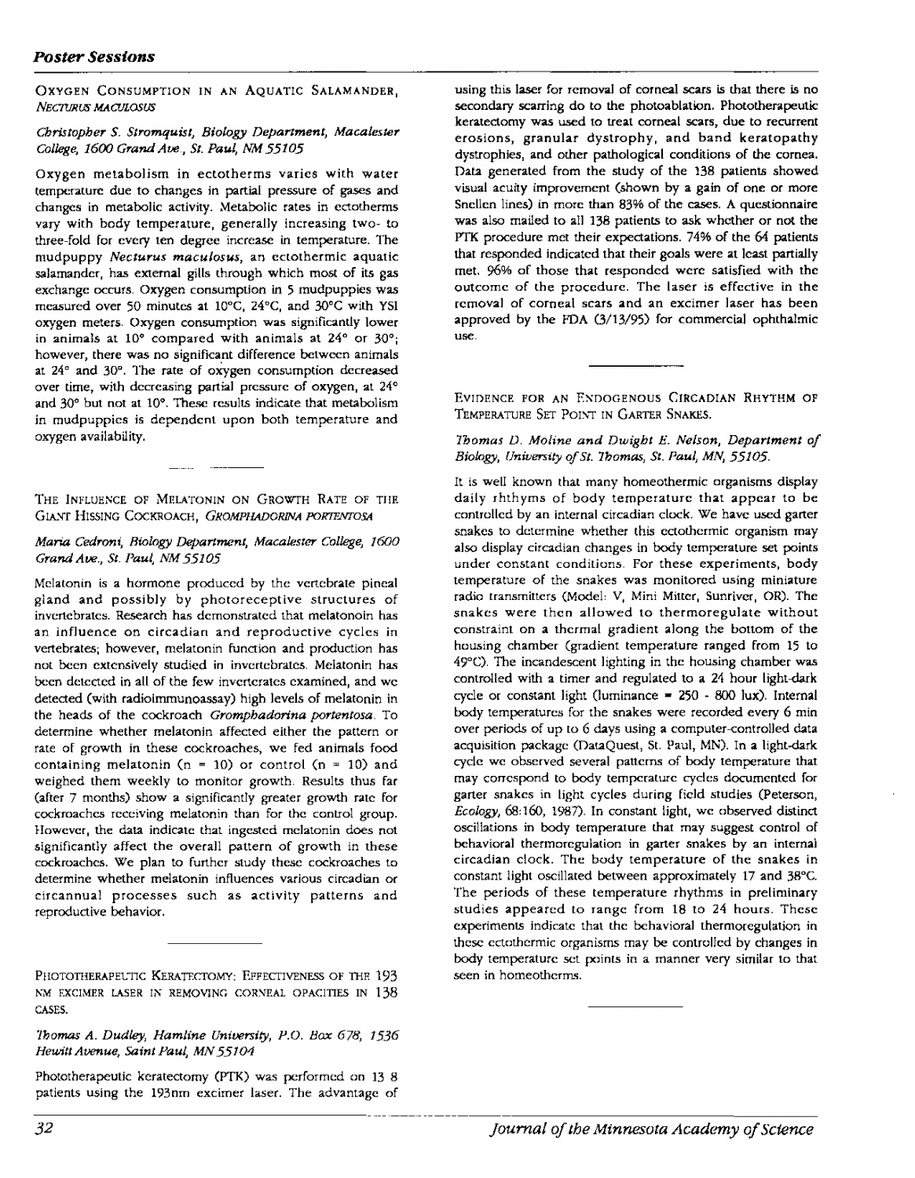## Poster Sessions

### Oxygen Consumption in an Aquatic Salamander, *Necturus maculosus*

*Christopher S. Stromquist, Biology Department, Macalester College, 1600 Grand Ave., St. Paul, NM 55105*

Oxygen metabolism in ectotherms varies with water temperature due to changes in partial pressure of gases and changes in metabolic activity. Metabolic rates in ectotherms vary with body temperature, generally increasing two- to three-fold for every ten degree increase in temperature. The mudpuppy *Necturus maculosus*, an ectothermic aquatic salamander, has external gills through which most of its gas exchange occurs. Oxygen consumption in 5 mudpuppies was measured over 50 minutes at 10°C, 24°C, and 30°C with YSI oxygen meters. Oxygen consumption was significantly lower in animals at 10° compared with animals at 24° or 30°; however, there was no significant difference between animals at 24° and 30°. The rate of oxygen consumption decreased over time, with decreasing partial pressure of oxygen, at 24° and 30° but not at 10°. These results indicate that metabolism in mudpuppies is dependent upon both temperature and oxygen availability.

### The Influence of Melatonin on Growth Rate of the Giant Hissing Cockroach, *Gromphadorina portentosa*

*Maria Cedroni, Biology Department, Macalester College, 1600 Grand Ave., St. Paul, NM 55105*

Melatonin is a hormone produced by the vertebrate pineal gland and possibly by photoreceptive structures of invertebrates. Research has demonstrated that melatonoin has an influence on circadian and reproductive cycles in vertebrates; however, melatonin function and production has not been extensively studied in invertebrates. Melatonin has been detected in all of the few inverterates examined, and we detected (with radioimmunoassay) high levels of melatonin in the heads of the cockroach *Gromphadorina portentosa*. To determine whether melatonin affected either the pattern or rate of growth in these cockroaches, we fed animals food containing melatonin (n = 10) or control (n = 10) and weighed them weekly to monitor growth. Results thus far (after 7 months) show a significantly greater growth rate for cockroaches receiving melatonin than for the control group. However, the data indicate that ingested melatonin does not significantly affect the overall pattern of growth in these cockroaches. We plan to further study these cockroaches to determine whether melatonin influences various circadian or circannual processes such as activity patterns and reproductive behavior.

### Phototherapeutic Keratectomy: Effectiveness of the 193 nm Excimer Laser in Removing Corneal Opacities in 138 Cases.

*Thomas A. Dudley, Hamline University, P.O. Box 678, 1536 Hewitt Avenue, Saint Paul, MN 55104*

Phototherapeutic keratectomy (PTK) was performed on 13 8 patients using the 193nm excimer laser. The advantage of using this laser for removal of corneal scars is that there is no secondary scarring do to the photoablation. Phototherapeutic keratectomy was used to treat corneal scars, due to recurrent erosions, granular dystrophy, and band keratopathy dystrophies, and other pathological conditions of the cornea. Data generated from the study of the 138 patients showed visual acuity improvement (shown by a gain of one or more Snellen lines) in more than 83% of the cases. A questionnaire was also mailed to all 138 patients to ask whether or not the PTK procedure met their expectations. 74% of the 64 patients that responded indicated that their goals were at least partially met. 96% of those that responded were satisfied with the outcome of the procedure. The laser is effective in the removal of corneal scars and an excimer laser has been approved by the FDA (3/13/95) for commercial ophthalmic use.

### Evidence for an Endogenous Circadian Rhythm of Temperature Set Point in Garter Snakes.

*Thomas D. Moline and Dwight E. Nelson, Department of Biology, University of St. Thomas, St. Paul, MN, 55105.*

It is well known that many homeothermic organisms display daily rhthyms of body temperature that appear to be controlled by an internal circadian clock. We have used garter snakes to determine whether this ectothermic organism may also display circadian changes in body temperature set points under constant conditions. For these experiments, body temperature of the snakes was monitored using miniature radio transmitters (Model: V, Mini Mitter, Sunriver, OR). The snakes were then allowed to thermoregulate without constraint on a thermal gradient along the bottom of the housing chamber (gradient temperature ranged from 15 to 49°C). The incandescent lighting in the housing chamber was controlled with a timer and regulated to a 24 hour light-dark cycle or constant light (luminance = 250 - 800 lux). Internal body temperatures for the snakes were recorded every 6 min over periods of up to 6 days using a computer-controlled data acquisition package (DataQuest, St. Paul, MN). In a light-dark cycle we observed several patterns of body temperature that may correspond to body temperature cycles documented for garter snakes in light cycles during field studies (Peterson, *Ecology*, 68:160, 1987). In constant light, we observed distinct oscillations in body temperature that may suggest control of behavioral thermoregulation in garter snakes by an internal circadian clock. The body temperature of the snakes in constant light oscillated between approximately 17 and 38°C. The periods of these temperature rhythms in preliminary studies appeared to range from 18 to 24 hours. These experiments indicate that the behavioral thermoregulation in these ectothermic organisms may be controlled by changes in body temperature set points in a manner very similar to that seen in homeotherms.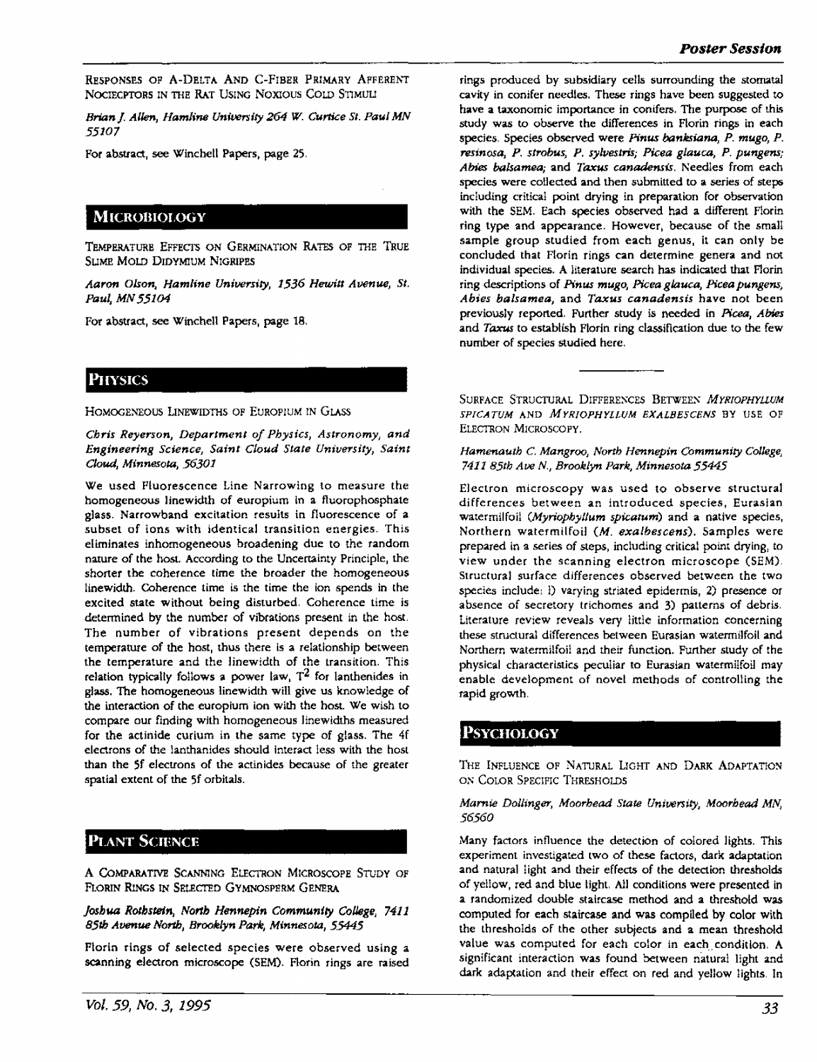Responses of A-Delta and C-Fiber Primary Afferent Nociceptors in the Rat Using Noxious Cold Stimuli

*Brian J. Allen, Hamline University 264 W. Curtice St. Paul MN 55107*

For abstract, see Winchell Papers, page 25.

## Microbiology

Temperature Effects on Germination Rates of the True Slime Mold Didymium Nigripes

*Aaron Olson, Hamline University, 1536 Hewitt Avenue, St. Paul, MN 55104*

For abstract, see Winchell Papers, page 18.

## Physics

Homogeneous Linewidths of Europium in Glass

*Chris Reyerson, Department of Physics, Astronomy, and Engineering Science, Saint Cloud State University, Saint Cloud, Minnesota, 56301*

We used Fluorescence Line Narrowing to measure the homogeneous linewidth of europium in a fluorophosphate glass. Narrowband excitation results in fluorescence of a subset of ions with identical transition energies. This eliminates inhomogeneous broadening due to the random nature of the host. According to the Uncertainty Principle, the shorter the coherence time the broader the homogeneous linewidth. Coherence time is the time the ion spends in the excited state without being disturbed. Coherence time is determined by the number of vibrations present in the host. The number of vibrations present depends on the temperature of the host, thus there is a relationship between the temperature and the linewidth of the transition. This relation typically follows a power law, $T^2$ for lanthanides in glass. The homogeneous linewidth will give us knowledge of the interaction of the europium ion with the host. We wish to compare our finding with homogeneous linewidths measured for the actinide curium in the same type of glass. The 4f electrons of the lanthanides should interact less with the host than the 5f electrons of the actinides because of the greater spatial extent of the 5f orbitals.

## Plant Science

A Comparative Scanning Electron Microscope Study of Florin Rings in Selected Gymnosperm Genera

*Joshua Rothstein, North Hennepin Community College, 7411 85th Avenue North, Brooklyn Park, Minnesota, 55445*

Florin rings of selected species were observed using a scanning electron microscope (SEM). Florin rings are raised rings produced by subsidiary cells surrounding the stomatal cavity in conifer needles. These rings have been suggested to have a taxonomic importance in conifers. The purpose of this study was to observe the differences in Florin rings in each species. Species observed were *Pinus banksiana, P. mugo, P. resinosa, P. strobus, P. sylvestris; Picea glauca, P. pungens; Abies balsamea;* and *Taxus canadensis*. Needles from each species were collected and then submitted to a series of steps including critical point drying in preparation for observation with the SEM. Each species observed had a different Florin ring type and appearance. However, because of the small sample group studied from each genus, it can only be concluded that Florin rings can determine genera and not individual species. A literature search has indicated that Florin ring descriptions of *Pinus mugo, Picea glauca, Picea pungens, Abies balsamea,* and *Taxus canadensis* have not been previously reported. Further study is needed in *Picea, Abies* and *Taxus* to establish Florin ring classification due to the few number of species studied here.

---

Surface Structural Differences Between *Myriophyllum spicatum* and *Myriophyllum exalbescens* by Use of Electron Microscopy.

*Hamenauth C. Mangroo, North Hennepin Community College, 7411 85th Ave N., Brooklyn Park, Minnesota 55445*

Electron microscopy was used to observe structural differences between an introduced species, Eurasian watermilfoil (*Myriophyllum spicatum*) and a native species, Northern watermilfoil (*M. exalbescens*). Samples were prepared in a series of steps, including critical point drying, to view under the scanning electron microscope (SEM). Structural surface differences observed between the two species include: 1) varying striated epidermis, 2) presence or absence of secretory trichomes and 3) patterns of debris. Literature review reveals very little information concerning these structural differences between Eurasian watermilfoil and Northern watermilfoil and their function. Further study of the physical characteristics peculiar to Eurasian watermilfoil may enable development of novel methods of controlling the rapid growth.

## Psychology

The Influence of Natural Light and Dark Adaptation on Color Specific Thresholds

*Marnie Dollinger, Moorhead State University, Moorhead MN, 56560*

Many factors influence the detection of colored lights. This experiment investigated two of these factors, dark adaptation and natural light and their effects of the detection thresholds of yellow, red and blue light. All conditions were presented in a randomized double staircase method and a threshold was computed for each staircase and was compiled by color with the thresholds of the other subjects and a mean threshold value was computed for each color in each condition. A significant interaction was found between natural light and dark adaptation and their effect on red and yellow lights. In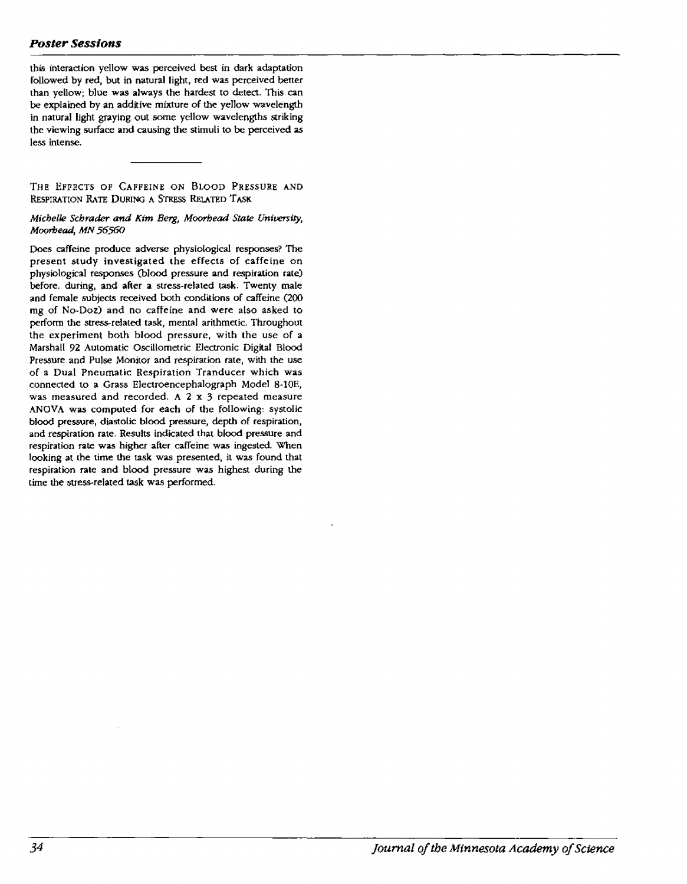this interaction yellow was perceived best in dark adaptation followed by red, but in natural light, red was perceived better than yellow; blue was always the hardest to detect. This can be explained by an additive mixture of the yellow wavelength in natural light graying out some yellow wavelengths striking the viewing surface and causing the stimuli to be perceived as less intense.

---

## THE EFFECTS OF CAFFEINE ON BLOOD PRESSURE AND RESPIRATION RATE DURING A STRESS RELATED TASK

*Michelle Schrader and Kim Berg, Moorhead State University, Moorhead, MN 56560*

Does caffeine produce adverse physiological responses? The present study investigated the effects of caffeine on physiological responses (blood pressure and respiration rate) before. during, and after a stress-related task. Twenty male and female subjects received both conditions of caffeine (200 mg of No-Doz) and no caffeine and were also asked to perform the stress-related task, mental arithmetic. Throughout the experiment both blood pressure, with the use of a Marshall 92 Automatic Oscillometric Electronic Digital Blood Pressure and Pulse Monitor and respiration rate, with the use of a Dual Pneumatic Respiration Tranducer which was connected to a Grass Electroencephalograph Model 8-10E, was measured and recorded. A 2 x 3 repeated measure ANOVA was computed for each of the following: systolic blood pressure, diastolic blood pressure, depth of respiration, and respiration rate. Results indicated that blood pressure and respiration rate was higher after caffeine was ingested. When looking at the time the task was presented, it was found that respiration rate and blood pressure was highest during the time the stress-related task was performed.